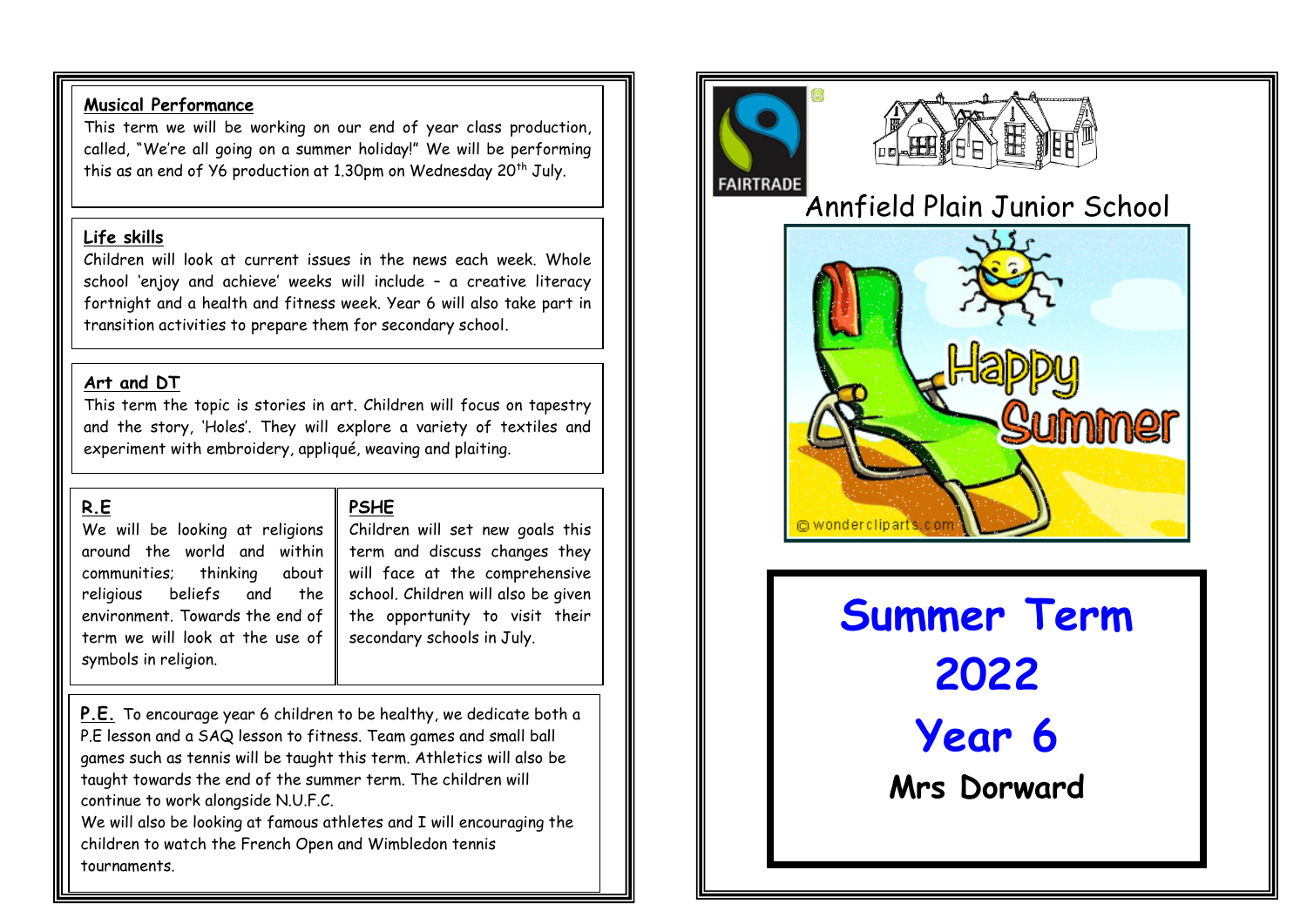## Musical Performance

This term we will be working on our end of year class production, called, "We're all going on a summer holiday!" We will be performing this as an end of Y6 production at 1.30pm on Wednesday 20th July.

## Life skills

Children will look at current issues in the news each week. Whole school 'enjoy and achieve' weeks will include – a creative literacy fortnight and a health and fitness week. Year 6 will also take part in transition activities to prepare them for secondary school.

## Art and DT

This term the topic is stories in art. Children will focus on tapestry and the story, 'Holes'. They will explore a variety of textiles and experiment with embroidery, appliqué, weaving and plaiting.

## R.E

We will be looking at religions around the world and within communities; thinking about religious beliefs and the environment. Towards the end of term we will look at the use of symbols in religion.

## PSHE

Children will set new goals this term and discuss changes they will face at the comprehensive school. Children will also be given the opportunity to visit their secondary schools in July.

**P.E.** To encourage year 6 children to be healthy, we dedicate both a P.E lesson and a SAQ lesson to fitness. Team games and small ball games such as tennis will be taught this term. Athletics will also be taught towards the end of the summer term. The children will continue to work alongside N.U.F.C.

We will also be looking at famous athletes and I will encouraging the children to watch the French Open and Wimbledon tennis tournaments.

FAIRTRADE

# Annfield Plain Junior School

Happy Summer

© wondercliparts.com

# Summer Term 2022

# Year 6

**Mrs Dorward**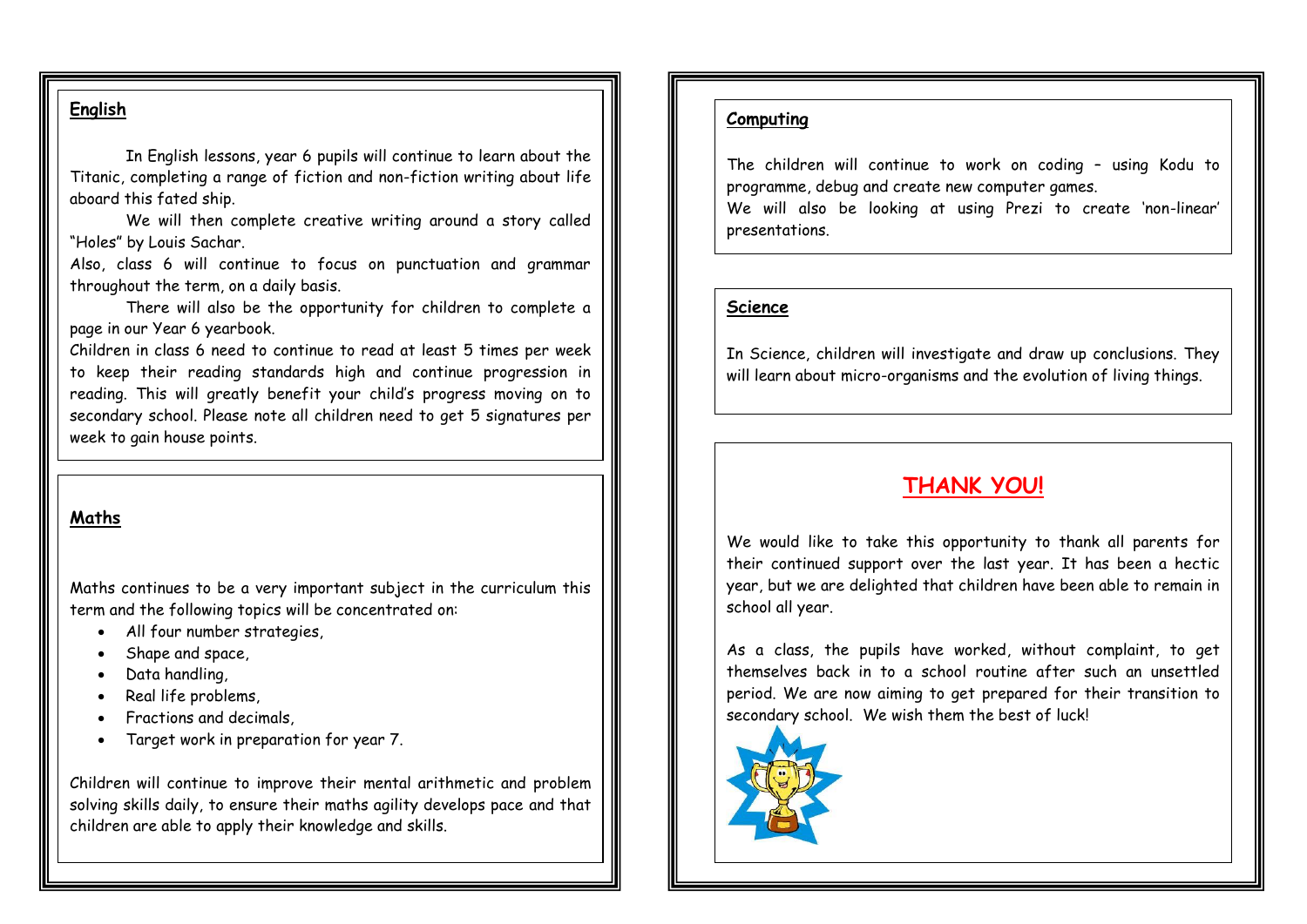## English

In English lessons, year 6 pupils will continue to learn about the Titanic, completing a range of fiction and non-fiction writing about life aboard this fated ship.

We will then complete creative writing around a story called "Holes" by Louis Sachar.

Also, class 6 will continue to focus on punctuation and grammar throughout the term, on a daily basis.

There will also be the opportunity for children to complete a page in our Year 6 yearbook.

Children in class 6 need to continue to read at least 5 times per week to keep their reading standards high and continue progression in reading. This will greatly benefit your child's progress moving on to secondary school. Please note all children need to get 5 signatures per week to gain house points.

## Maths

Maths continues to be a very important subject in the curriculum this term and the following topics will be concentrated on:

- All four number strategies,
- Shape and space,
- Data handling,
- Real life problems,
- Fractions and decimals,
- Target work in preparation for year 7.

Children will continue to improve their mental arithmetic and problem solving skills daily, to ensure their maths agility develops pace and that children are able to apply their knowledge and skills.

## Computing

The children will continue to work on coding – using Kodu to programme, debug and create new computer games.

We will also be looking at using Prezi to create 'non-linear' presentations.

## Science

In Science, children will investigate and draw up conclusions. They will learn about micro-organisms and the evolution of living things.

## THANK YOU!

We would like to take this opportunity to thank all parents for their continued support over the last year. It has been a hectic year, but we are delighted that children have been able to remain in school all year.

As a class, the pupils have worked, without complaint, to get themselves back in to a school routine after such an unsettled period. We are now aiming to get prepared for their transition to secondary school. We wish them the best of luck!